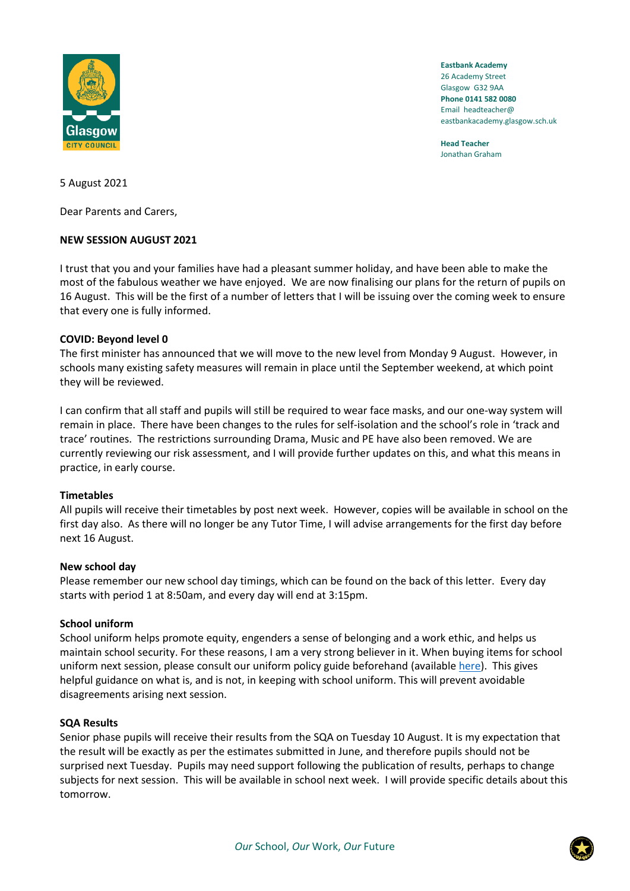**Eastbank Academy**
26 Academy Street
Glasgow G32 9AA
**Phone 0141 582 0080**
Email headteacher@eastbankacademy.glasgow.sch.uk

**Head Teacher**
Jonathan Graham

5 August 2021

Dear Parents and Carers,

**NEW SESSION AUGUST 2021**

I trust that you and your families have had a pleasant summer holiday, and have been able to make the most of the fabulous weather we have enjoyed. We are now finalising our plans for the return of pupils on 16 August. This will be the first of a number of letters that I will be issuing over the coming week to ensure that every one is fully informed.

**COVID: Beyond level 0**

The first minister has announced that we will move to the new level from Monday 9 August. However, in schools many existing safety measures will remain in place until the September weekend, at which point they will be reviewed.

I can confirm that all staff and pupils will still be required to wear face masks, and our one-way system will remain in place. There have been changes to the rules for self-isolation and the school's role in 'track and trace' routines. The restrictions surrounding Drama, Music and PE have also been removed. We are currently reviewing our risk assessment, and I will provide further updates on this, and what this means in practice, in early course.

**Timetables**

All pupils will receive their timetables by post next week. However, copies will be available in school on the first day also. As there will no longer be any Tutor Time, I will advise arrangements for the first day before next 16 August.

**New school day**

Please remember our new school day timings, which can be found on the back of this letter. Every day starts with period 1 at 8:50am, and every day will end at 3:15pm.

**School uniform**

School uniform helps promote equity, engenders a sense of belonging and a work ethic, and helps us maintain school security. For these reasons, I am a very strong believer in it. When buying items for school uniform next session, please consult our uniform policy guide beforehand (available here). This gives helpful guidance on what is, and is not, in keeping with school uniform. This will prevent avoidable disagreements arising next session.

**SQA Results**

Senior phase pupils will receive their results from the SQA on Tuesday 10 August. It is my expectation that the result will be exactly as per the estimates submitted in June, and therefore pupils should not be surprised next Tuesday. Pupils may need support following the publication of results, perhaps to change subjects for next session. This will be available in school next week. I will provide specific details about this tomorrow.

*Our* School, *Our* Work, *Our* Future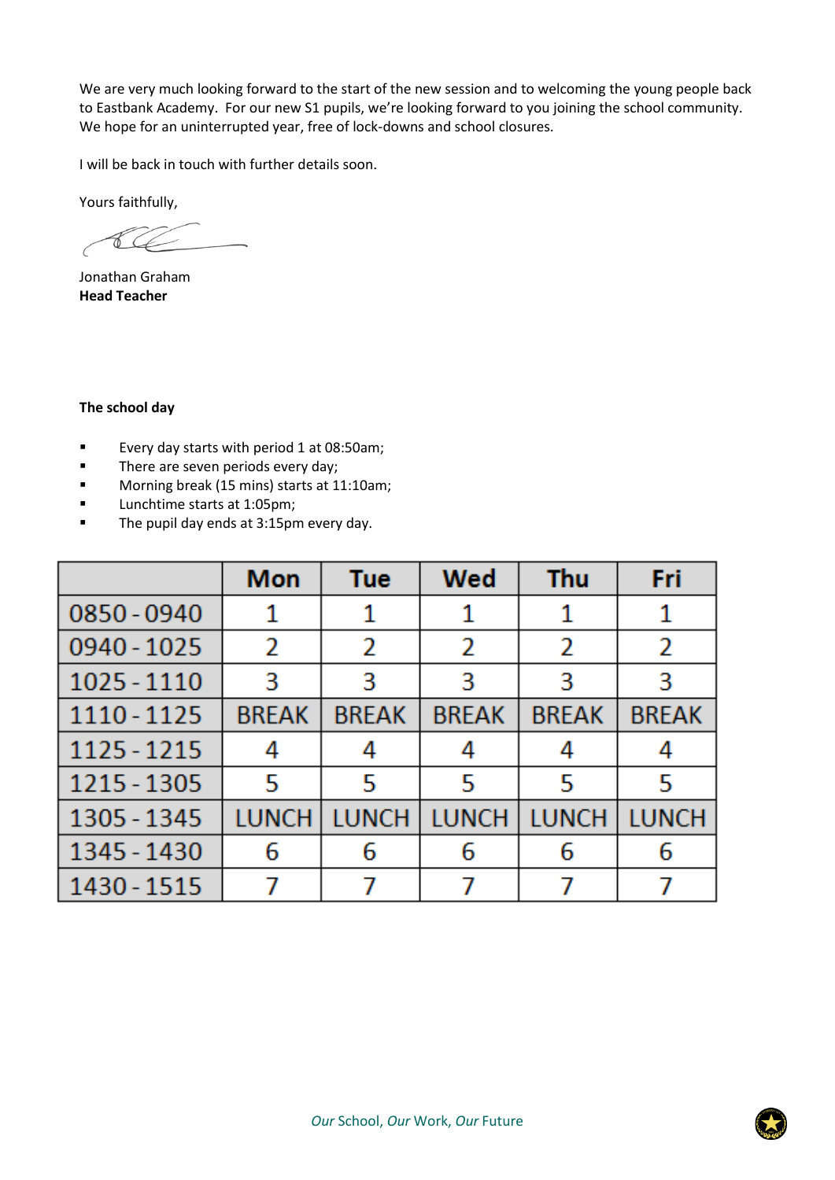We are very much looking forward to the start of the new session and to welcoming the young people back to Eastbank Academy. For our new S1 pupils, we're looking forward to you joining the school community. We hope for an uninterrupted year, free of lock-downs and school closures.

I will be back in touch with further details soon.

Yours faithfully,

Jonathan Graham
**Head Teacher**

**The school day**

- Every day starts with period 1 at 08:50am;
- There are seven periods every day;
- Morning break (15 mins) starts at 11:10am;
- Lunchtime starts at 1:05pm;
- The pupil day ends at 3:15pm every day.

| | Mon | Tue | Wed | Thu | Fri |
|---|---|---|---|---|---|
| 0850 - 0940 | 1 | 1 | 1 | 1 | 1 |
| 0940 - 1025 | 2 | 2 | 2 | 2 | 2 |
| 1025 - 1110 | 3 | 3 | 3 | 3 | 3 |
| 1110 - 1125 | BREAK | BREAK | BREAK | BREAK | BREAK |
| 1125 - 1215 | 4 | 4 | 4 | 4 | 4 |
| 1215 - 1305 | 5 | 5 | 5 | 5 | 5 |
| 1305 - 1345 | LUNCH | LUNCH | LUNCH | LUNCH | LUNCH |
| 1345 - 1430 | 6 | 6 | 6 | 6 | 6 |
| 1430 - 1515 | 7 | 7 | 7 | 7 | 7 |